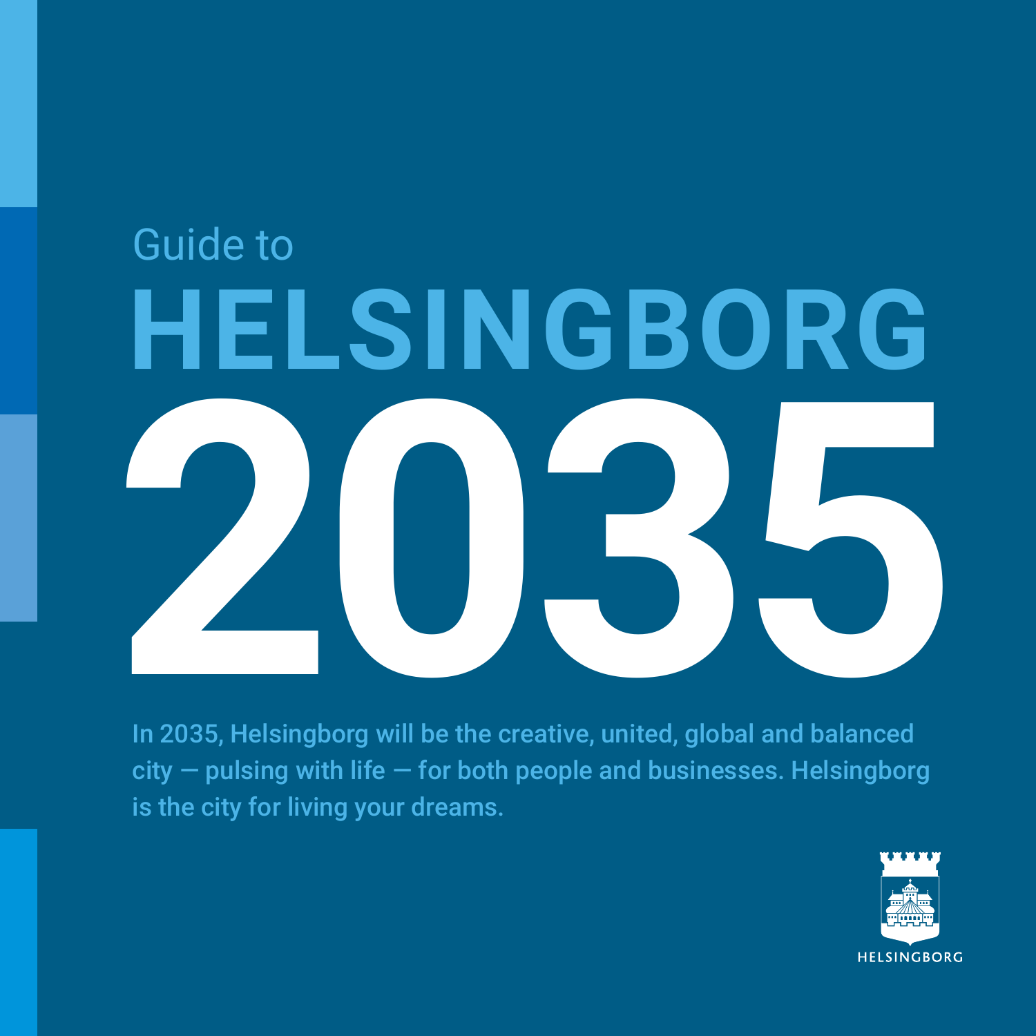# Guide to HELSINGBORG 2035

**In 2035, Helsingborg will be the creative, united, global and balanced city — pulsing with life — for both people and businesses. Helsingborg is the city for living your dreams.**

HELSINGBORG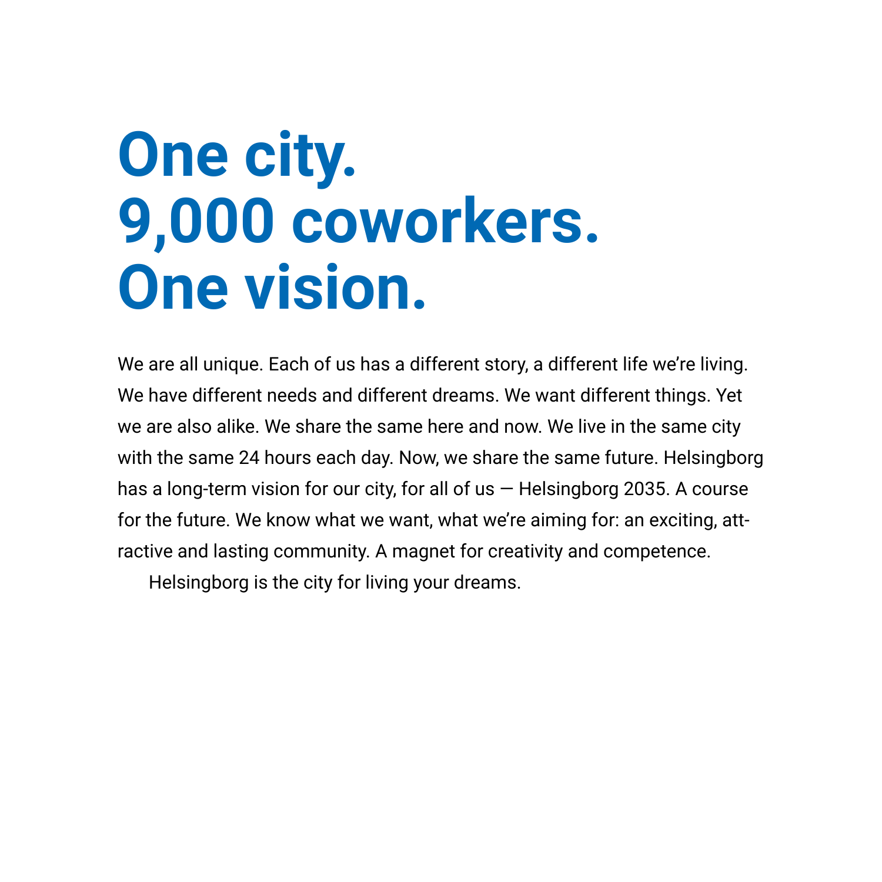# One city.
# 9,000 coworkers.
# One vision.

We are all unique. Each of us has a different story, a different life we're living. We have different needs and different dreams. We want different things. Yet we are also alike. We share the same here and now. We live in the same city with the same 24 hours each day. Now, we share the same future. Helsingborg has a long-term vision for our city, for all of us — Helsingborg 2035. A course for the future. We know what we want, what we're aiming for: an exciting, attractive and lasting community. A magnet for creativity and competence.

Helsingborg is the city for living your dreams.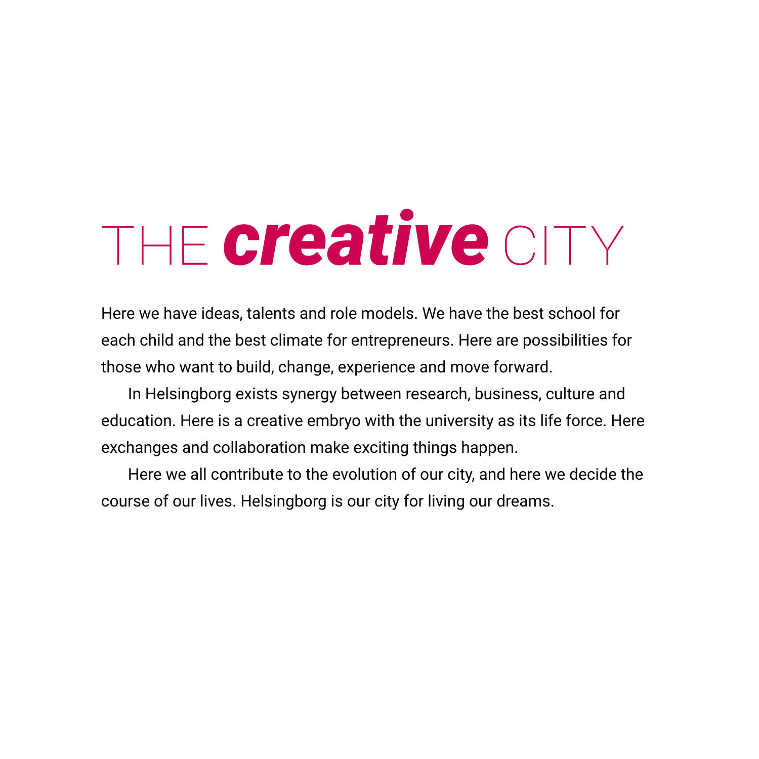# THE ***creative*** CITY

Here we have ideas, talents and role models. We have the best school for each child and the best climate for entrepreneurs. Here are possibilities for those who want to build, change, experience and move forward.

In Helsingborg exists synergy between research, business, culture and education. Here is a creative embryo with the university as its life force. Here exchanges and collaboration make exciting things happen.

Here we all contribute to the evolution of our city, and here we decide the course of our lives. Helsingborg is our city for living our dreams.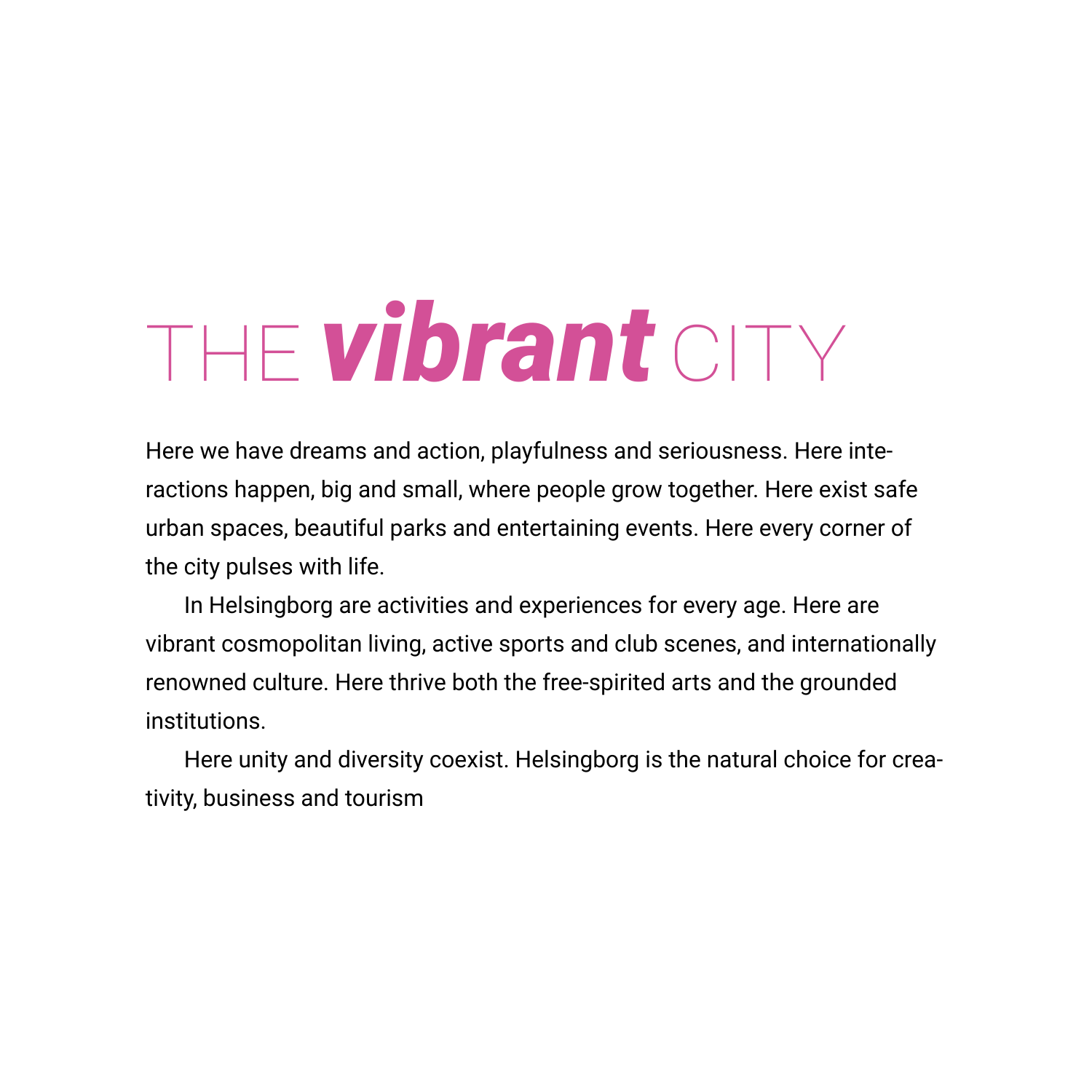# THE ***vibrant*** CITY

Here we have dreams and action, playfulness and seriousness. Here interactions happen, big and small, where people grow together. Here exist safe urban spaces, beautiful parks and entertaining events. Here every corner of the city pulses with life.

In Helsingborg are activities and experiences for every age. Here are vibrant cosmopolitan living, active sports and club scenes, and internationally renowned culture. Here thrive both the free-spirited arts and the grounded institutions.

Here unity and diversity coexist. Helsingborg is the natural choice for creativity, business and tourism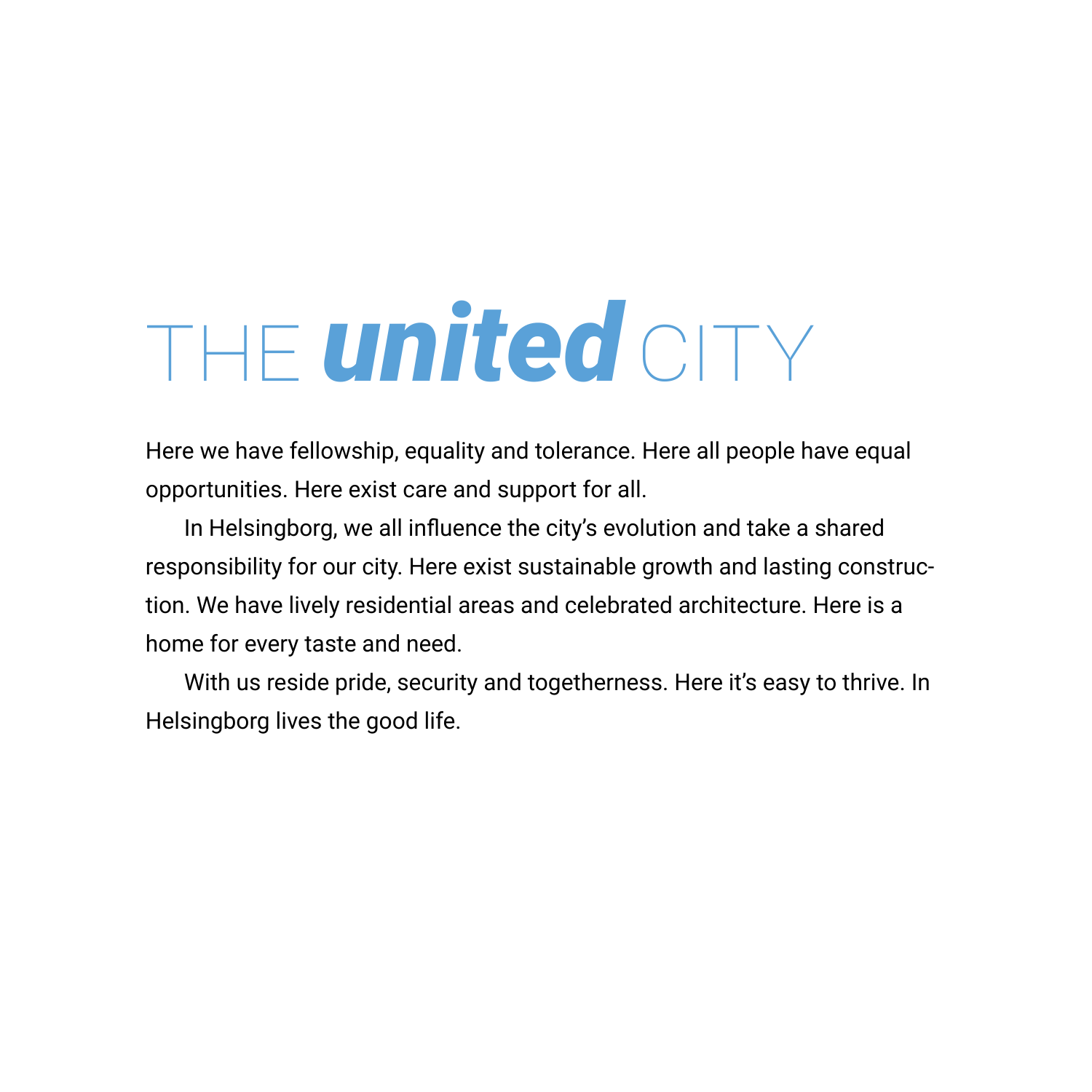# THE ***united*** CITY

Here we have fellowship, equality and tolerance. Here all people have equal opportunities. Here exist care and support for all.

In Helsingborg, we all influence the city's evolution and take a shared responsibility for our city. Here exist sustainable growth and lasting construction. We have lively residential areas and celebrated architecture. Here is a home for every taste and need.

With us reside pride, security and togetherness. Here it's easy to thrive. In Helsingborg lives the good life.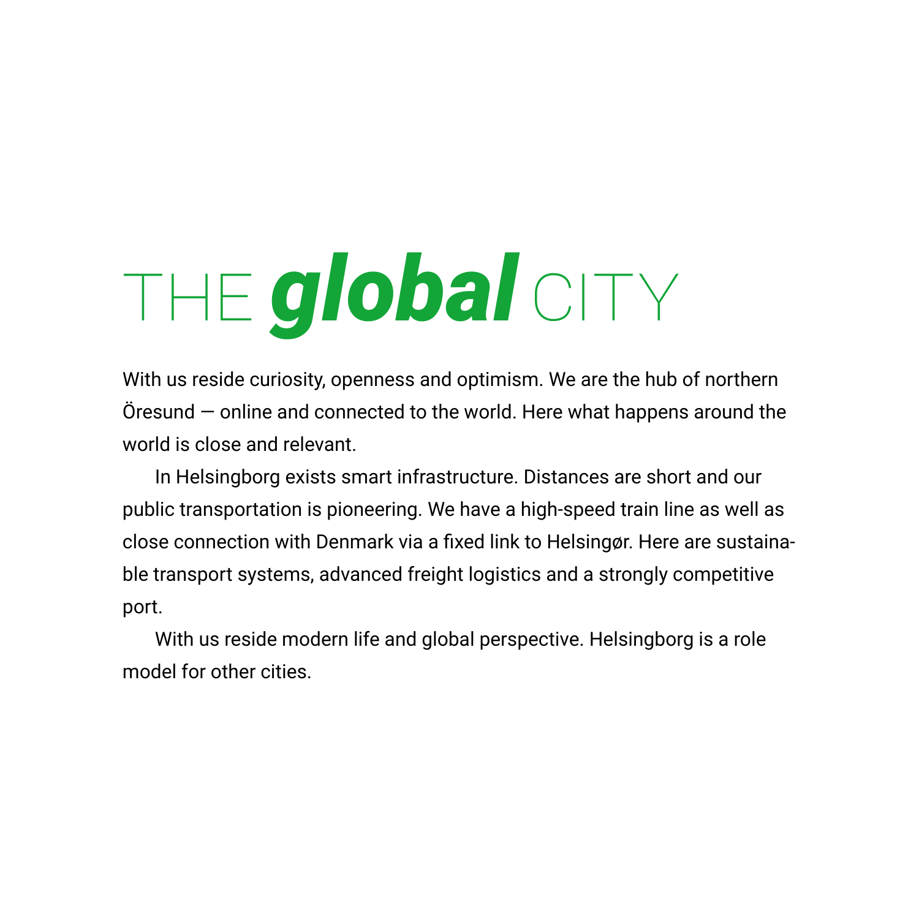# THE ***global*** CITY

With us reside curiosity, openness and optimism. We are the hub of northern Öresund — online and connected to the world. Here what happens around the world is close and relevant.

In Helsingborg exists smart infrastructure. Distances are short and our public transportation is pioneering. We have a high-speed train line as well as close connection with Denmark via a fixed link to Helsingør. Here are sustainable transport systems, advanced freight logistics and a strongly competitive port.

With us reside modern life and global perspective. Helsingborg is a role model for other cities.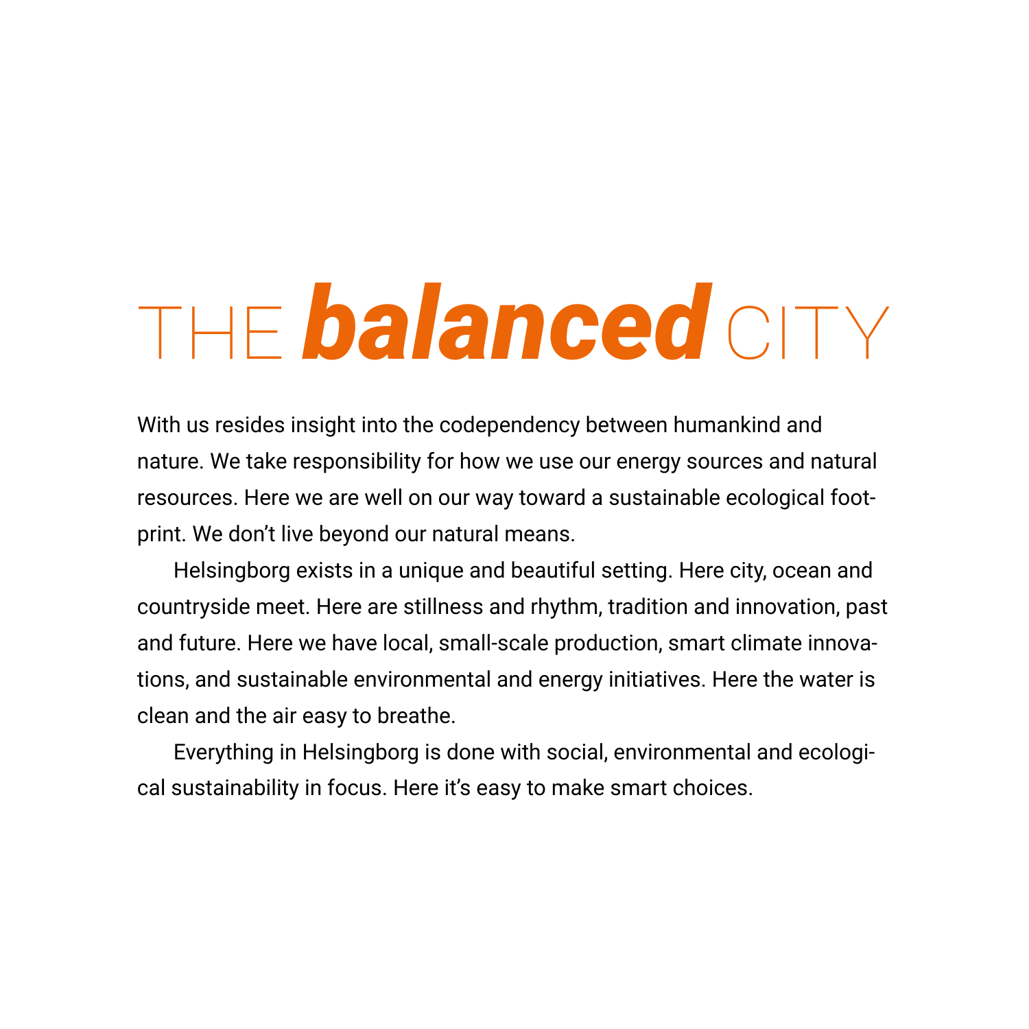# THE ***balanced*** CITY

With us resides insight into the codependency between humankind and nature. We take responsibility for how we use our energy sources and natural resources. Here we are well on our way toward a sustainable ecological footprint. We don't live beyond our natural means.

Helsingborg exists in a unique and beautiful setting. Here city, ocean and countryside meet. Here are stillness and rhythm, tradition and innovation, past and future. Here we have local, small-scale production, smart climate innovations, and sustainable environmental and energy initiatives. Here the water is clean and the air easy to breathe.

Everything in Helsingborg is done with social, environmental and ecological sustainability in focus. Here it's easy to make smart choices.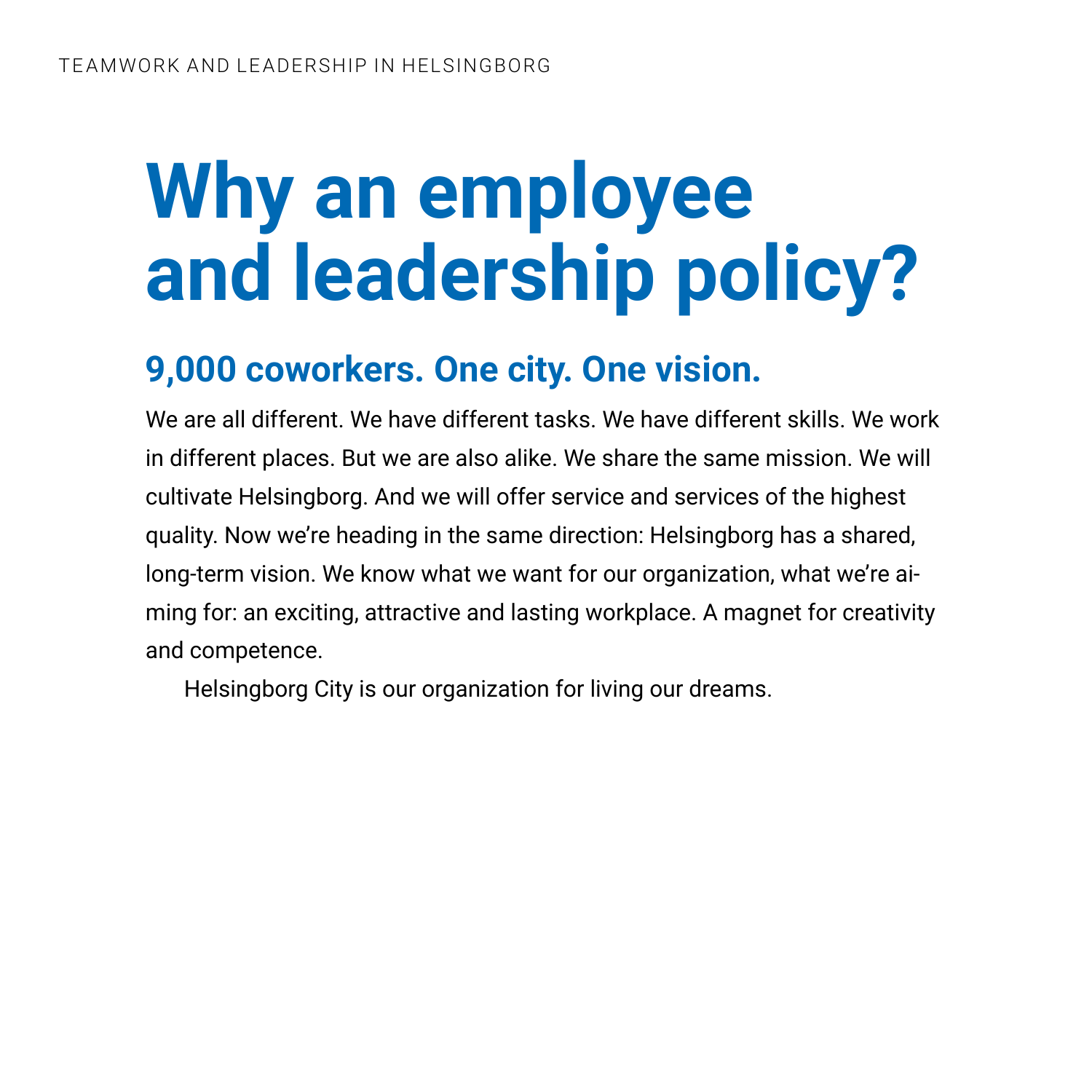# Why an employee and leadership policy?

## 9,000 coworkers. One city. One vision.

We are all different. We have different tasks. We have different skills. We work in different places. But we are also alike. We share the same mission. We will cultivate Helsingborg. And we will offer service and services of the highest quality. Now we're heading in the same direction: Helsingborg has a shared, long-term vision. We know what we want for our organization, what we're aiming for: an exciting, attractive and lasting workplace. A magnet for creativity and competence.

Helsingborg City is our organization for living our dreams.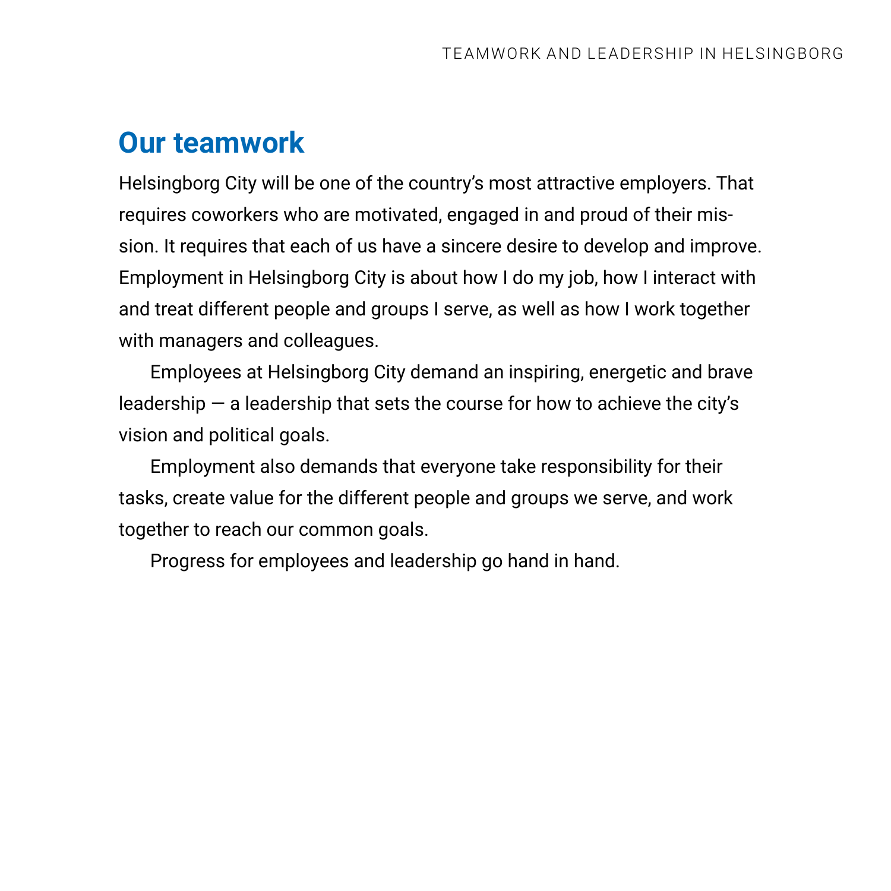## Our teamwork

Helsingborg City will be one of the country's most attractive employers. That requires coworkers who are motivated, engaged in and proud of their mission. It requires that each of us have a sincere desire to develop and improve. Employment in Helsingborg City is about how I do my job, how I interact with and treat different people and groups I serve, as well as how I work together with managers and colleagues.

Employees at Helsingborg City demand an inspiring, energetic and brave leadership — a leadership that sets the course for how to achieve the city's vision and political goals.

Employment also demands that everyone take responsibility for their tasks, create value for the different people and groups we serve, and work together to reach our common goals.

Progress for employees and leadership go hand in hand.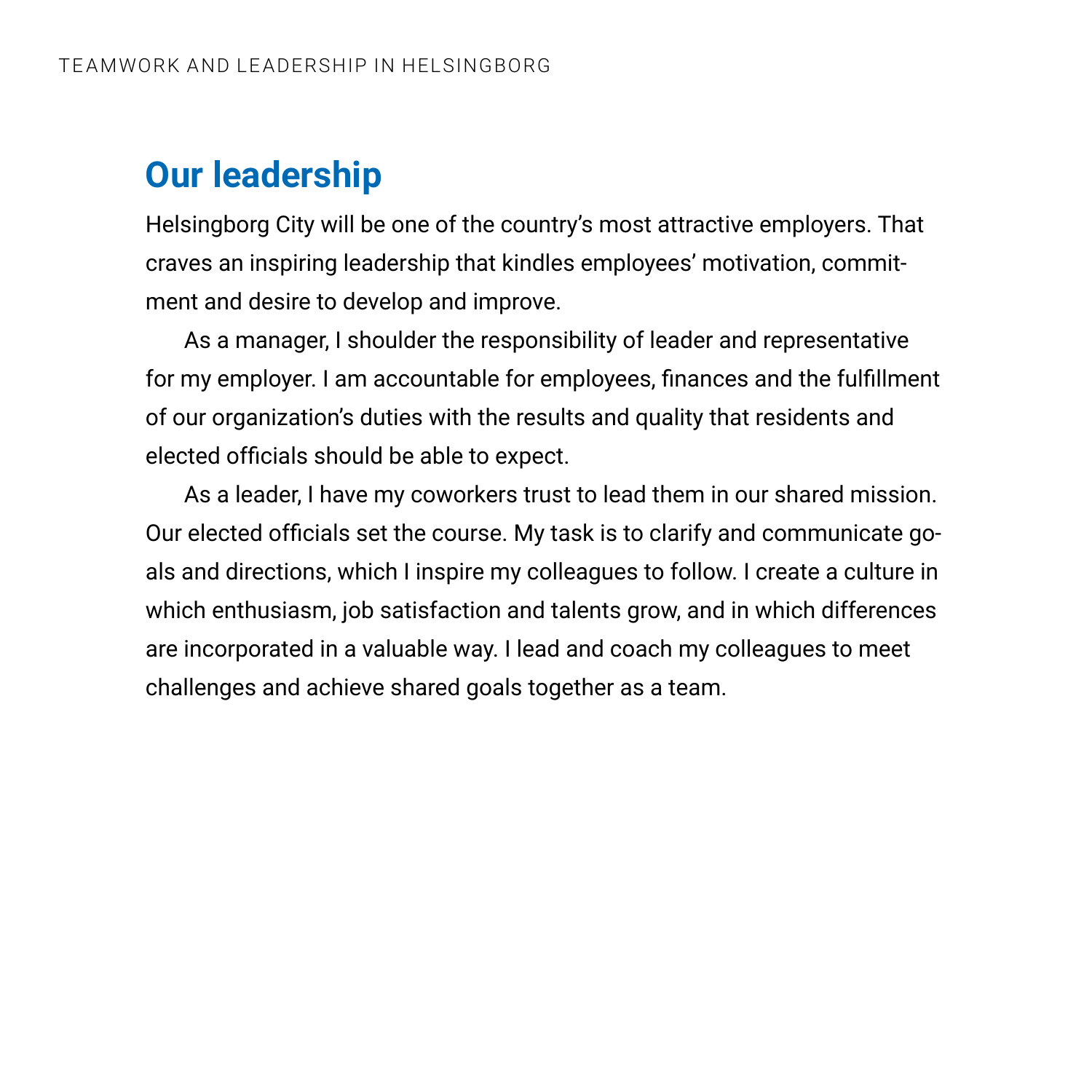## Our leadership

Helsingborg City will be one of the country's most attractive employers. That craves an inspiring leadership that kindles employees' motivation, commitment and desire to develop and improve.

As a manager, I shoulder the responsibility of leader and representative for my employer. I am accountable for employees, finances and the fulfillment of our organization's duties with the results and quality that residents and elected officials should be able to expect.

As a leader, I have my coworkers trust to lead them in our shared mission. Our elected officials set the course. My task is to clarify and communicate goals and directions, which I inspire my colleagues to follow. I create a culture in which enthusiasm, job satisfaction and talents grow, and in which differences are incorporated in a valuable way. I lead and coach my colleagues to meet challenges and achieve shared goals together as a team.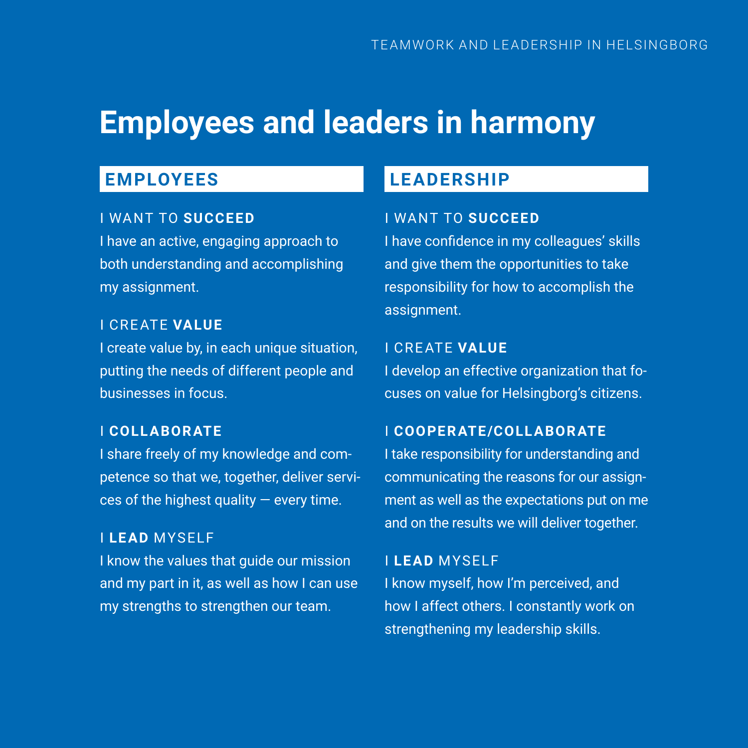# Employees and leaders in harmony

## EMPLOYEES

I WANT TO **SUCCEED**

I have an active, engaging approach to both understanding and accomplishing my assignment.

I CREATE **VALUE**

I create value by, in each unique situation, putting the needs of different people and businesses in focus.

I **COLLABORATE**

I share freely of my knowledge and competence so that we, together, deliver services of the highest quality — every time.

I **LEAD** MYSELF

I know the values that guide our mission and my part in it, as well as how I can use my strengths to strengthen our team.

## LEADERSHIP

I WANT TO **SUCCEED**

I have confidence in my colleagues' skills and give them the opportunities to take responsibility for how to accomplish the assignment.

I CREATE **VALUE**

I develop an effective organization that focuses on value for Helsingborg's citizens.

I **COOPERATE/COLLABORATE**

I take responsibility for understanding and communicating the reasons for our assignment as well as the expectations put on me and on the results we will deliver together.

I **LEAD** MYSELF

I know myself, how I'm perceived, and how I affect others. I constantly work on strengthening my leadership skills.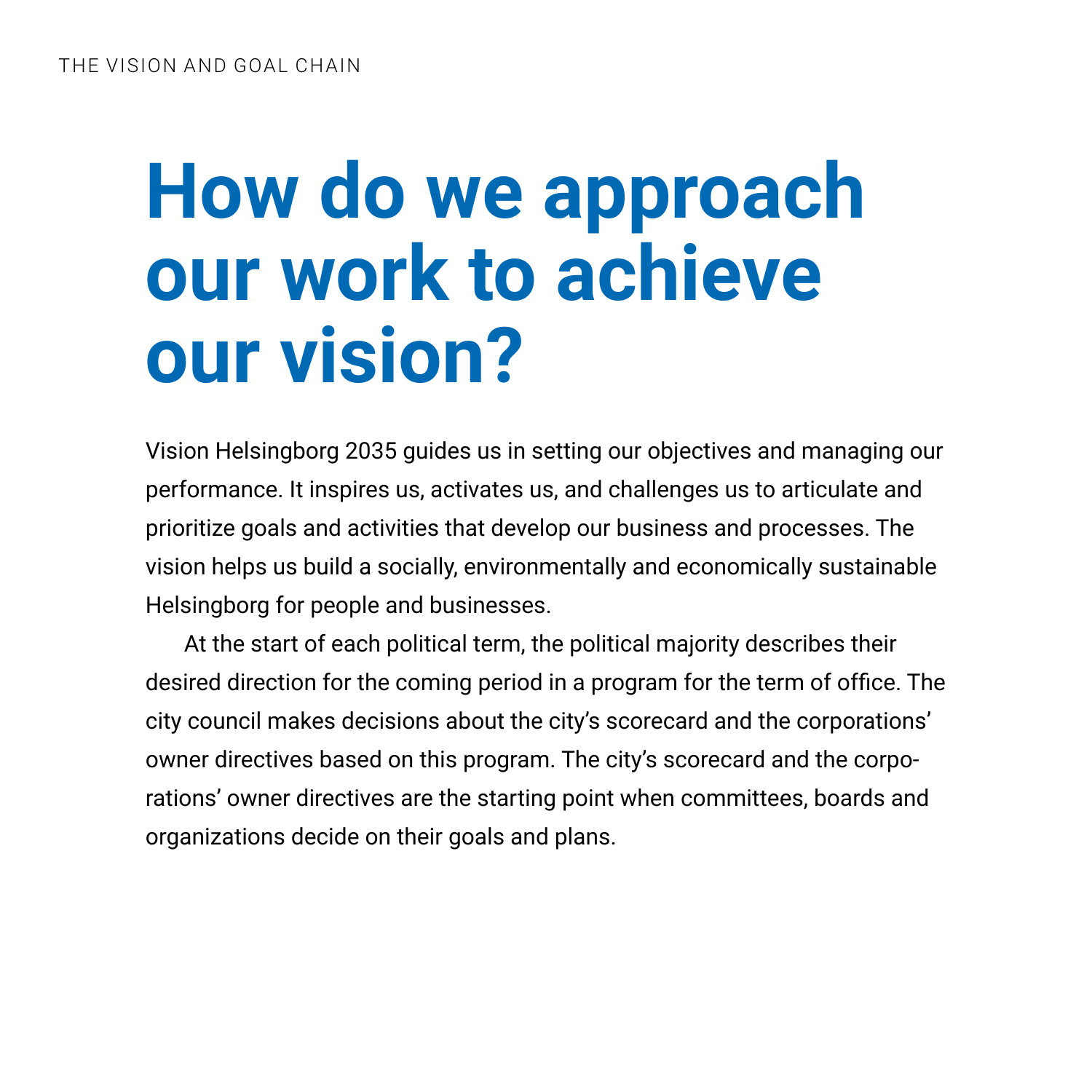THE VISION AND GOAL CHAIN

# How do we approach our work to achieve our vision?

Vision Helsingborg 2035 guides us in setting our objectives and managing our performance. It inspires us, activates us, and challenges us to articulate and prioritize goals and activities that develop our business and processes. The vision helps us build a socially, environmentally and economically sustainable Helsingborg for people and businesses.

At the start of each political term, the political majority describes their desired direction for the coming period in a program for the term of office. The city council makes decisions about the city's scorecard and the corporations' owner directives based on this program. The city's scorecard and the corporations' owner directives are the starting point when committees, boards and organizations decide on their goals and plans.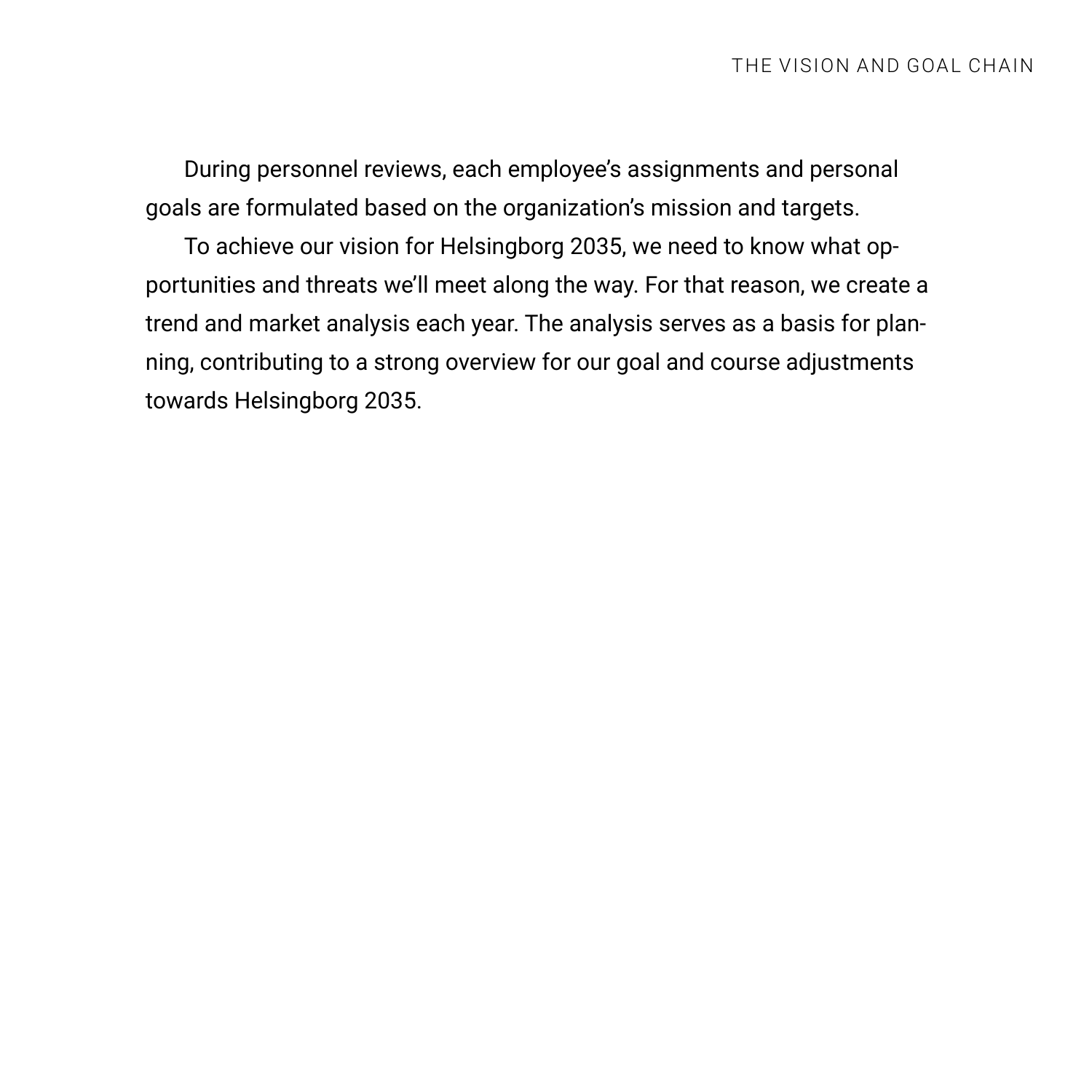During personnel reviews, each employee's assignments and personal goals are formulated based on the organization's mission and targets.

To achieve our vision for Helsingborg 2035, we need to know what opportunities and threats we'll meet along the way. For that reason, we create a trend and market analysis each year. The analysis serves as a basis for planning, contributing to a strong overview for our goal and course adjustments towards Helsingborg 2035.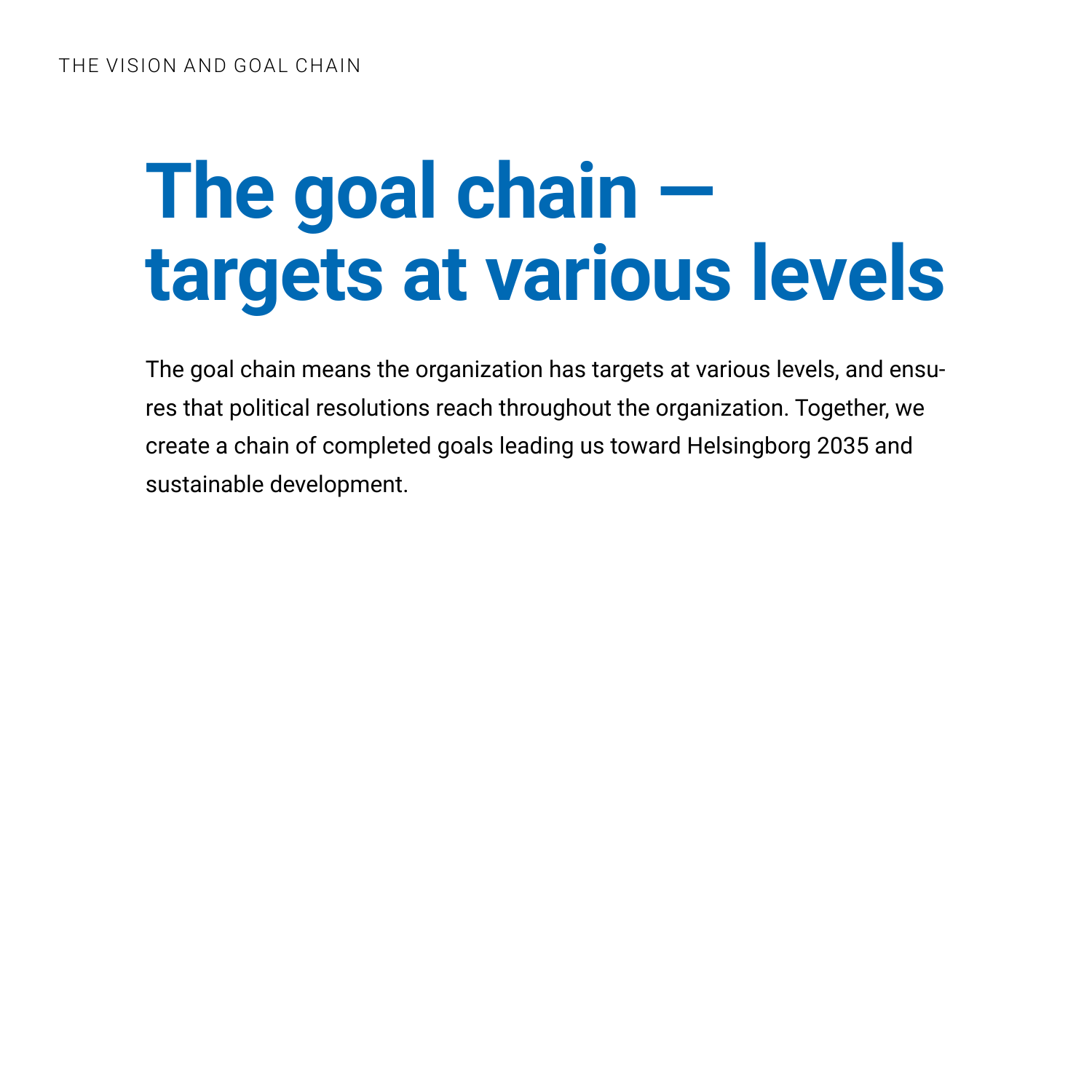# The goal chain — targets at various levels

The goal chain means the organization has targets at various levels, and ensures that political resolutions reach throughout the organization. Together, we create a chain of completed goals leading us toward Helsingborg 2035 and sustainable development.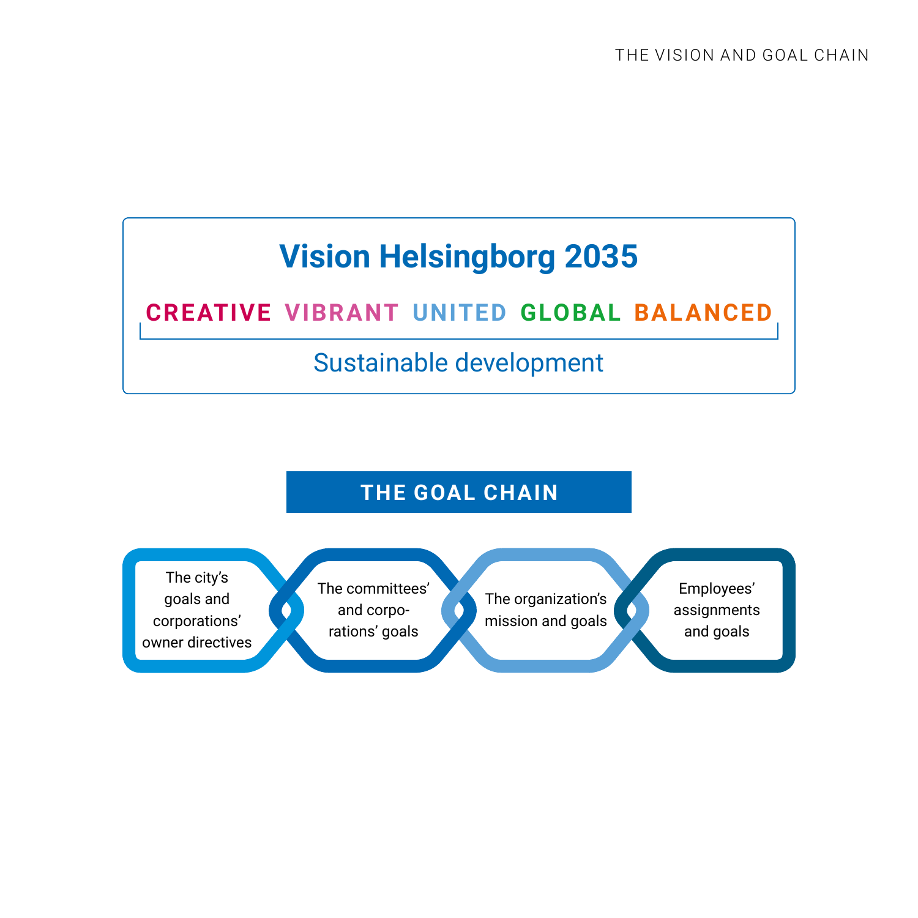# Vision Helsingborg 2035

**CREATIVE VIBRANT UNITED GLOBAL BALANCED**

Sustainable development

## THE GOAL CHAIN

- The city's goals and corporations' owner directives
- The committees' and corporations' goals
- The organization's mission and goals
- Employees' assignments and goals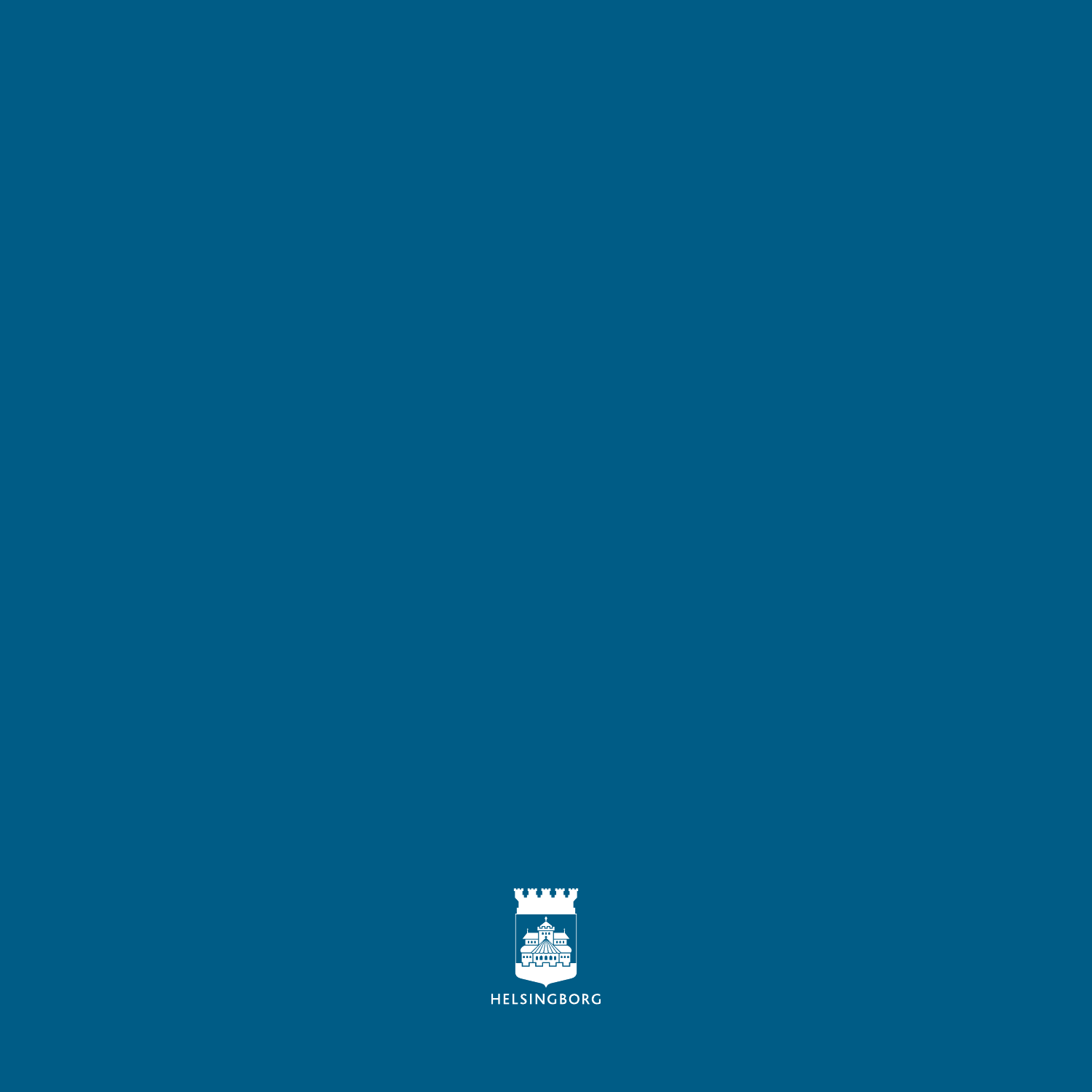HELSINGBORG